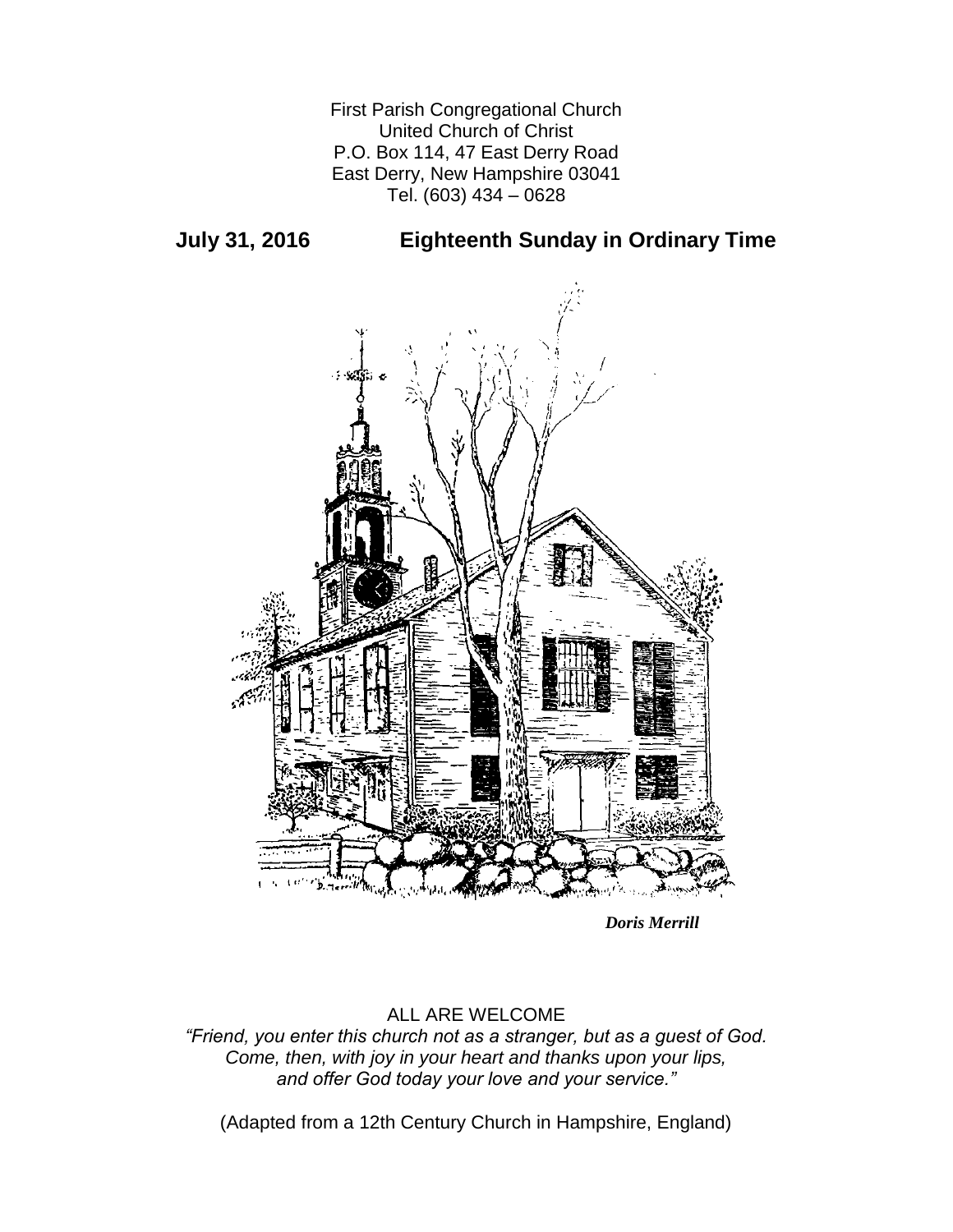First Parish Congregational Church
United Church of Christ
P.O. Box 114, 47 East Derry Road
East Derry, New Hampshire 03041
Tel. (603) 434 – 0628

## July 31, 2016 Eighteenth Sunday in Ordinary Time

***Doris Merrill***

ALL ARE WELCOME

*"Friend, you enter this church not as a stranger, but as a guest of God.
Come, then, with joy in your heart and thanks upon your lips,
and offer God today your love and your service."*

(Adapted from a 12th Century Church in Hampshire, England)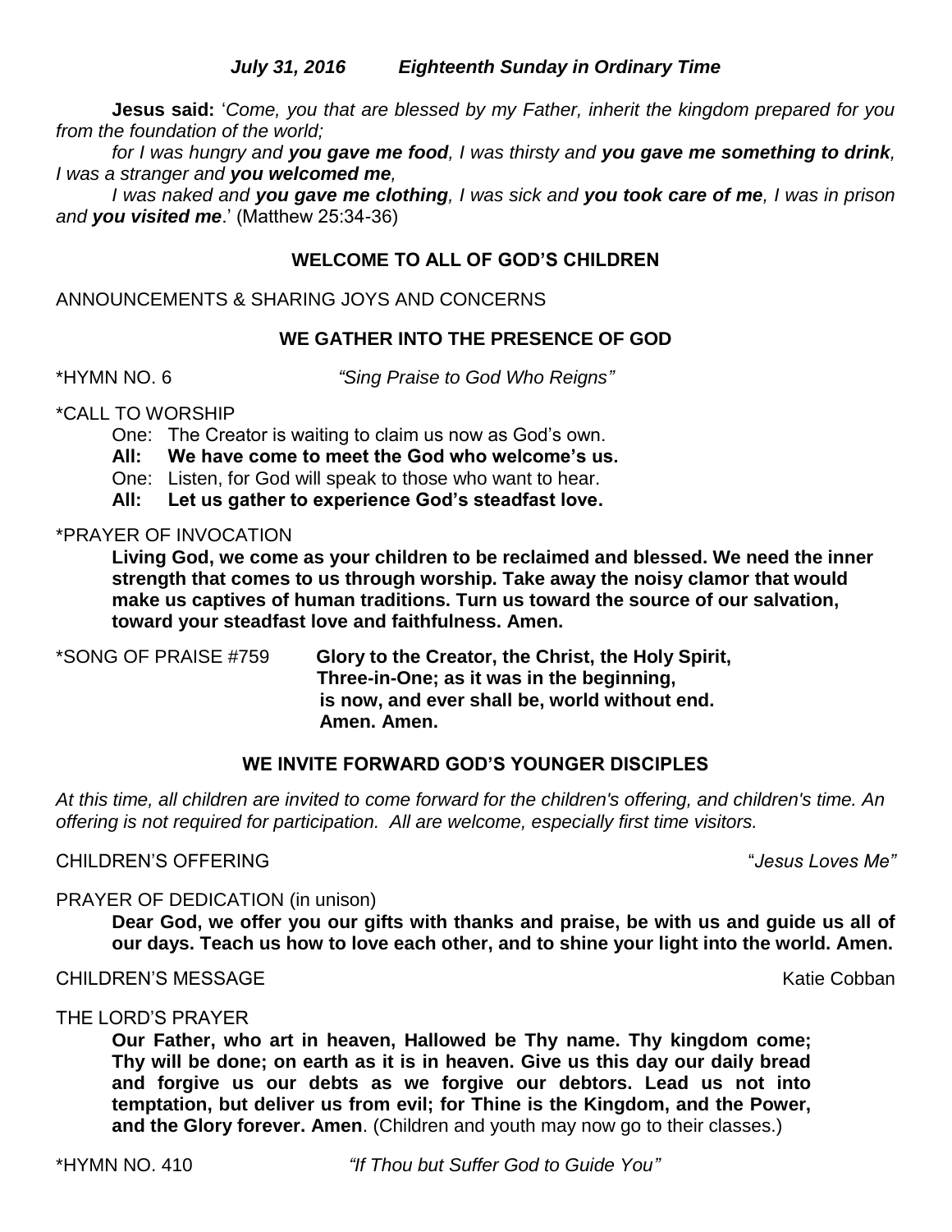***July 31, 2016 Eighteenth Sunday in Ordinary Time***

**Jesus said:** '*Come, you that are blessed by my Father, inherit the kingdom prepared for you from the foundation of the world;*

*for I was hungry and **you gave me food**, I was thirsty and **you gave me something to drink**, I was a stranger and **you welcomed me**,*

*I was naked and **you gave me clothing**, I was sick and **you took care of me**, I was in prison and **you visited me**.*' (Matthew 25:34-36)

## WELCOME TO ALL OF GOD'S CHILDREN

ANNOUNCEMENTS & SHARING JOYS AND CONCERNS

## WE GATHER INTO THE PRESENCE OF GOD

*HYMN NO. 6 *"Sing Praise to God Who Reigns"*

*CALL TO WORSHIP

One: The Creator is waiting to claim us now as God's own.
**All: We have come to meet the God who welcome's us.**
One: Listen, for God will speak to those who want to hear.
**All: Let us gather to experience God's steadfast love.**

*PRAYER OF INVOCATION

**Living God, we come as your children to be reclaimed and blessed. We need the inner strength that comes to us through worship. Take away the noisy clamor that would make us captives of human traditions. Turn us toward the source of our salvation, toward your steadfast love and faithfulness. Amen.**

*SONG OF PRAISE #759 **Glory to the Creator, the Christ, the Holy Spirit, Three-in-One; as it was in the beginning, is now, and ever shall be, world without end. Amen. Amen.**

## WE INVITE FORWARD GOD'S YOUNGER DISCIPLES

*At this time, all children are invited to come forward for the children's offering, and children's time. An offering is not required for participation. All are welcome, especially first time visitors.*

CHILDREN'S OFFERING "*Jesus Loves Me"*

PRAYER OF DEDICATION (in unison)

**Dear God, we offer you our gifts with thanks and praise, be with us and guide us all of our days. Teach us how to love each other, and to shine your light into the world. Amen.**

CHILDREN'S MESSAGE Katie Cobban

THE LORD'S PRAYER

**Our Father, who art in heaven, Hallowed be Thy name. Thy kingdom come; Thy will be done; on earth as it is in heaven. Give us this day our daily bread and forgive us our debts as we forgive our debtors. Lead us not into temptation, but deliver us from evil; for Thine is the Kingdom, and the Power, and the Glory forever. Amen**. (Children and youth may now go to their classes.)

*HYMN NO. 410 *"If Thou but Suffer God to Guide You"*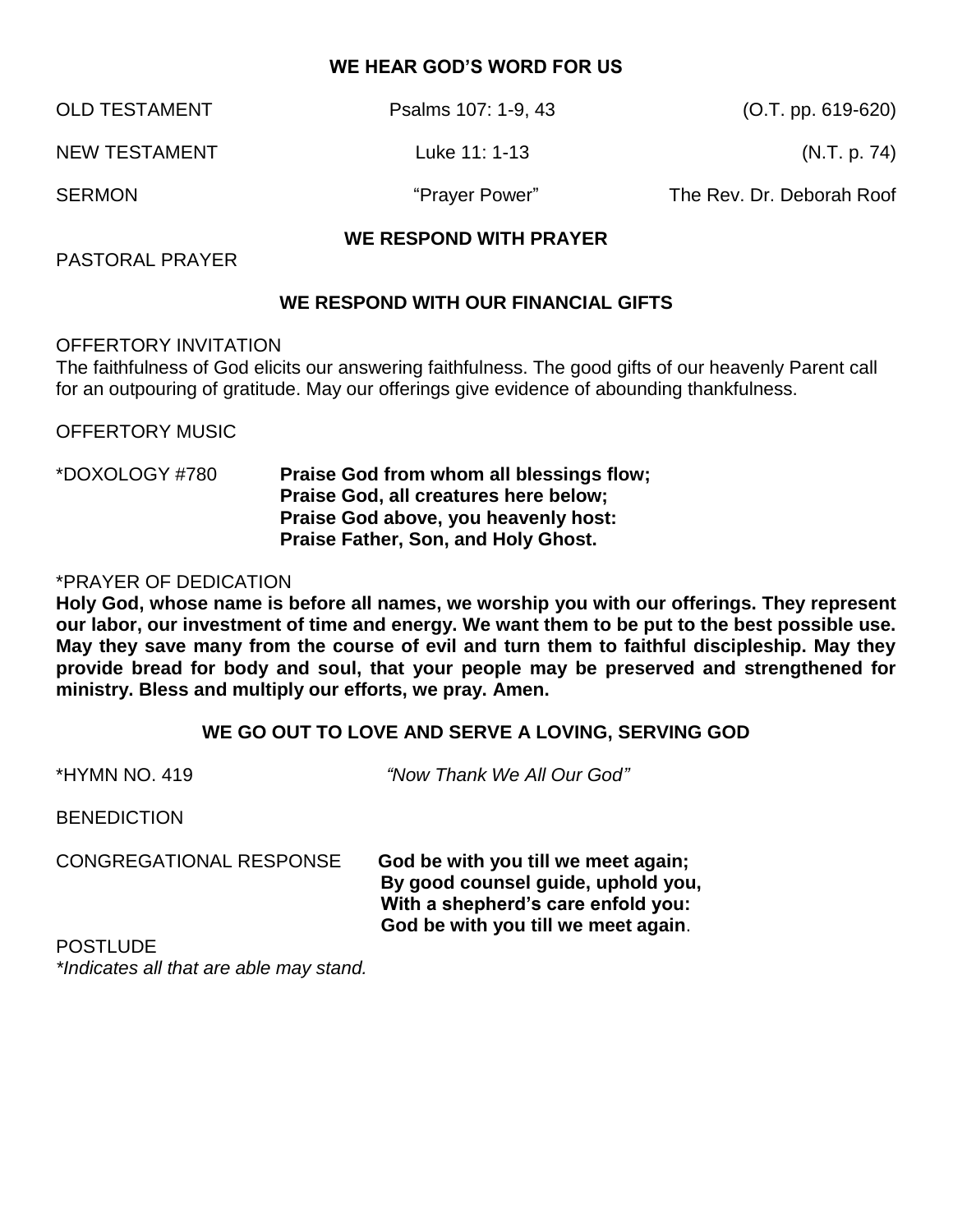## WE HEAR GOD'S WORD FOR US

OLD TESTAMENT — Psalms 107: 1-9, 43 — (O.T. pp. 619-620)

NEW TESTAMENT — Luke 11: 1-13 — (N.T. p. 74)

SERMON — "Prayer Power" — The Rev. Dr. Deborah Roof

## WE RESPOND WITH PRAYER

PASTORAL PRAYER

## WE RESPOND WITH OUR FINANCIAL GIFTS

OFFERTORY INVITATION

The faithfulness of God elicits our answering faithfulness. The good gifts of our heavenly Parent call for an outpouring of gratitude. May our offerings give evidence of abounding thankfulness.

OFFERTORY MUSIC

*DOXOLOGY #780

**Praise God from whom all blessings flow;**
**Praise God, all creatures here below;**
**Praise God above, you heavenly host:**
**Praise Father, Son, and Holy Ghost.**

*PRAYER OF DEDICATION

**Holy God, whose name is before all names, we worship you with our offerings. They represent our labor, our investment of time and energy. We want them to be put to the best possible use. May they save many from the course of evil and turn them to faithful discipleship. May they provide bread for body and soul, that your people may be preserved and strengthened for ministry. Bless and multiply our efforts, we pray. Amen.**

## WE GO OUT TO LOVE AND SERVE A LOVING, SERVING GOD

*HYMN NO. 419 — *"Now Thank We All Our God"*

BENEDICTION

CONGREGATIONAL RESPONSE

**God be with you till we meet again;**
**By good counsel guide, uphold you,**
**With a shepherd's care enfold you:**
**God be with you till we meet again**.

POSTLUDE

*\*Indicates all that are able may stand.*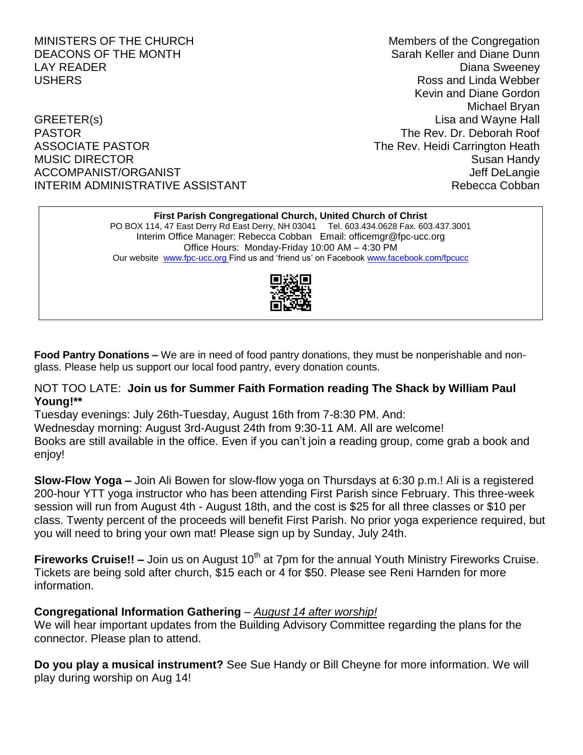| | |
|---|---|
| MINISTERS OF THE CHURCH | Members of the Congregation |
| DEACONS OF THE MONTH | Sarah Keller and Diane Dunn |
| LAY READER | Diana Sweeney |
| USHERS | Ross and Linda Webber |
| | Kevin and Diane Gordon |
| | Michael Bryan |
| GREETER(s) | Lisa and Wayne Hall |
| PASTOR | The Rev. Dr. Deborah Roof |
| ASSOCIATE PASTOR | The Rev. Heidi Carrington Heath |
| MUSIC DIRECTOR | Susan Handy |
| ACCOMPANIST/ORGANIST | Jeff DeLangie |
| INTERIM ADMINISTRATIVE ASSISTANT | Rebecca Cobban |

**First Parish Congregational Church, United Church of Christ**
PO BOX 114, 47 East Derry Rd East Derry, NH 03041 Tel. 603.434.0628 Fax. 603.437.3001
Interim Office Manager: Rebecca Cobban Email: officemgr@fpc-ucc.org
Office Hours: Monday-Friday 10:00 AM – 4:30 PM
Our website www.fpc-ucc.org Find us and 'friend us' on Facebook www.facebook.com/fpcucc

**Food Pantry Donations –** We are in need of food pantry donations, they must be nonperishable and non-glass. Please help us support our local food pantry, every donation counts.

NOT TOO LATE: **Join us for Summer Faith Formation reading The Shack by William Paul Young!****

Tuesday evenings: July 26th-Tuesday, August 16th from 7-8:30 PM. And:
Wednesday morning: August 3rd-August 24th from 9:30-11 AM. All are welcome!
Books are still available in the office. Even if you can't join a reading group, come grab a book and enjoy!

**Slow-Flow Yoga –** Join Ali Bowen for slow-flow yoga on Thursdays at 6:30 p.m.! Ali is a registered 200-hour YTT yoga instructor who has been attending First Parish since February. This three-week session will run from August 4th - August 18th, and the cost is $25 for all three classes or $10 per class. Twenty percent of the proceeds will benefit First Parish. No prior yoga experience required, but you will need to bring your own mat! Please sign up by Sunday, July 24th.

**Fireworks Cruise!! –** Join us on August 10th at 7pm for the annual Youth Ministry Fireworks Cruise. Tickets are being sold after church, $15 each or 4 for $50. Please see Reni Harnden for more information.

**Congregational Information Gathering** – *August 14 after worship!*
We will hear important updates from the Building Advisory Committee regarding the plans for the connector. Please plan to attend.

**Do you play a musical instrument?** See Sue Handy or Bill Cheyne for more information. We will play during worship on Aug 14!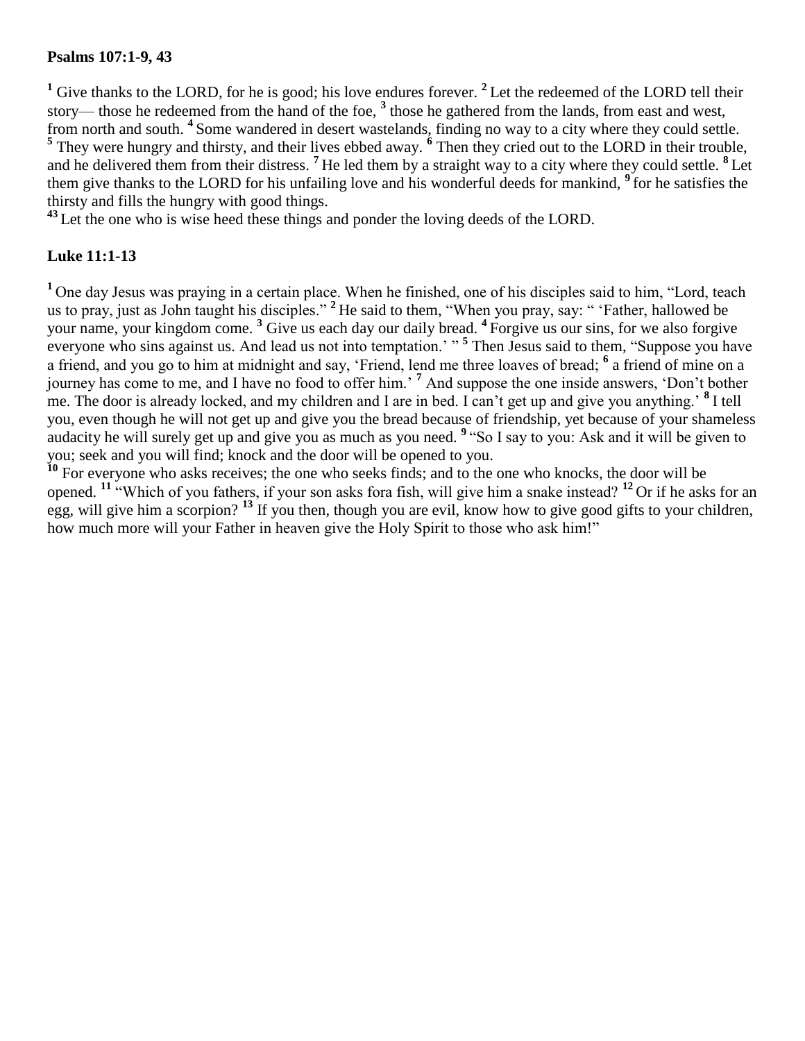**Psalms 107:1-9, 43**

[1] Give thanks to the LORD, for he is good; his love endures forever. [2] Let the redeemed of the LORD tell their story— those he redeemed from the hand of the foe, [3] those he gathered from the lands, from east and west, from north and south. [4] Some wandered in desert wastelands, finding no way to a city where they could settle. [5] They were hungry and thirsty, and their lives ebbed away. [6] Then they cried out to the LORD in their trouble, and he delivered them from their distress. [7] He led them by a straight way to a city where they could settle. [8] Let them give thanks to the LORD for his unfailing love and his wonderful deeds for mankind, [9] for he satisfies the thirsty and fills the hungry with good things.
[43] Let the one who is wise heed these things and ponder the loving deeds of the LORD.

**Luke 11:1-13**

[1] One day Jesus was praying in a certain place. When he finished, one of his disciples said to him, "Lord, teach us to pray, just as John taught his disciples." [2] He said to them, "When you pray, say: " 'Father, hallowed be your name, your kingdom come. [3] Give us each day our daily bread. [4] Forgive us our sins, for we also forgive everyone who sins against us. And lead us not into temptation.' " [5] Then Jesus said to them, "Suppose you have a friend, and you go to him at midnight and say, 'Friend, lend me three loaves of bread; [6] a friend of mine on a journey has come to me, and I have no food to offer him.' [7] And suppose the one inside answers, 'Don't bother me. The door is already locked, and my children and I are in bed. I can't get up and give you anything.' [8] I tell you, even though he will not get up and give you the bread because of friendship, yet because of your shameless audacity he will surely get up and give you as much as you need. [9] "So I say to you: Ask and it will be given to you; seek and you will find; knock and the door will be opened to you.
[10] For everyone who asks receives; the one who seeks finds; and to the one who knocks, the door will be opened. [11] "Which of you fathers, if your son asks fora fish, will give him a snake instead? [12] Or if he asks for an egg, will give him a scorpion? [13] If you then, though you are evil, know how to give good gifts to your children, how much more will your Father in heaven give the Holy Spirit to those who ask him!"